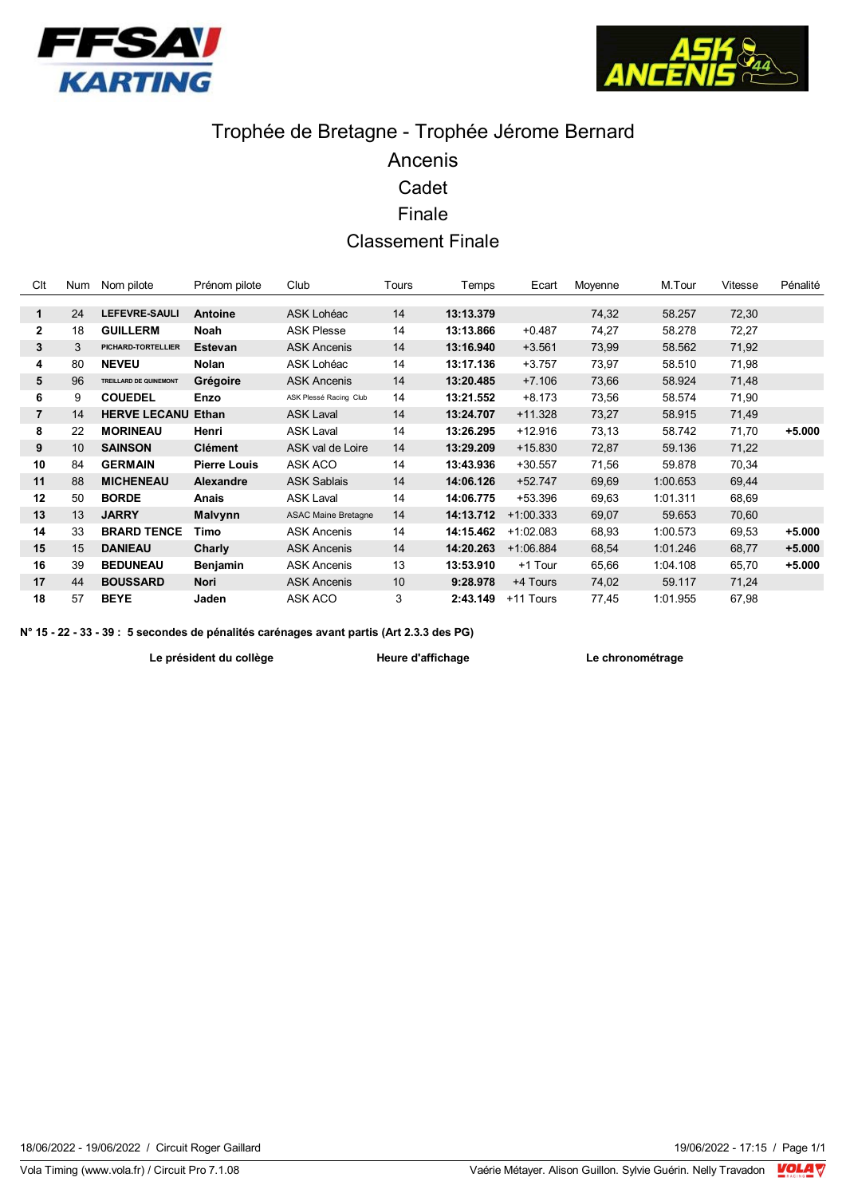# Trophée de Bretagne - Trophée Jérome Bernard

## Ancenis

## Cadet

## Finale

## Classement Finale

| Clt | Num | Nom pilote | Prénom pilote | Club | Tours | Temps | Ecart | Moyenne | M.Tour | Vitesse | Pénalité |
|---|---|---|---|---|---|---|---|---|---|---|---|
| **1** | 24 | **LEFEVRE-SAULI** | **Antoine** | ASK Lohéac | 14 | **13:13.379** | | 74,32 | 58.257 | 72,30 | |
| **2** | 18 | **GUILLERM** | **Noah** | ASK Plesse | 14 | **13:13.866** | +0.487 | 74,27 | 58.278 | 72,27 | |
| **3** | 3 | **PICHARD-TORTELLIER** | **Estevan** | ASK Ancenis | 14 | **13:16.940** | +3.561 | 73,99 | 58.562 | 71,92 | |
| **4** | 80 | **NEVEU** | **Nolan** | ASK Lohéac | 14 | **13:17.136** | +3.757 | 73,97 | 58.510 | 71,98 | |
| **5** | 96 | **TREILLARD DE QUINEMONT** | **Grégoire** | ASK Ancenis | 14 | **13:20.485** | +7.106 | 73,66 | 58.924 | 71,48 | |
| **6** | 9 | **COUEDEL** | **Enzo** | ASK Plessé Racing Club | 14 | **13:21.552** | +8.173 | 73,56 | 58.574 | 71,90 | |
| **7** | 14 | **HERVE LECANU** | **Ethan** | ASK Laval | 14 | **13:24.707** | +11.328 | 73,27 | 58.915 | 71,49 | |
| **8** | 22 | **MORINEAU** | **Henri** | ASK Laval | 14 | **13:26.295** | +12.916 | 73,13 | 58.742 | 71,70 | **+5.000** |
| **9** | 10 | **SAINSON** | **Clément** | ASK val de Loire | 14 | **13:29.209** | +15.830 | 72,87 | 59.136 | 71,22 | |
| **10** | 84 | **GERMAIN** | **Pierre Louis** | ASK ACO | 14 | **13:43.936** | +30.557 | 71,56 | 59.878 | 70,34 | |
| **11** | 88 | **MICHENEAU** | **Alexandre** | ASK Sablais | 14 | **14:06.126** | +52.747 | 69,69 | 1:00.653 | 69,44 | |
| **12** | 50 | **BORDE** | **Anais** | ASK Laval | 14 | **14:06.775** | +53.396 | 69,63 | 1:01.311 | 68,69 | |
| **13** | 13 | **JARRY** | **Malvynn** | ASAC Maine Bretagne | 14 | **14:13.712** | +1:00.333 | 69,07 | 59.653 | 70,60 | |
| **14** | 33 | **BRARD TENCE** | **Timo** | ASK Ancenis | 14 | **14:15.462** | +1:02.083 | 68,93 | 1:00.573 | 69,53 | **+5.000** |
| **15** | 15 | **DANIEAU** | **Charly** | ASK Ancenis | 14 | **14:20.263** | +1:06.884 | 68,54 | 1:01.246 | 68,77 | **+5.000** |
| **16** | 39 | **BEDUNEAU** | **Benjamin** | ASK Ancenis | 13 | **13:53.910** | +1 Tour | 65,66 | 1:04.108 | 65,70 | **+5.000** |
| **17** | 44 | **BOUSSARD** | **Nori** | ASK Ancenis | 10 | **9:28.978** | +4 Tours | 74,02 | 59.117 | 71,24 | |
| **18** | 57 | **BEYE** | **Jaden** | ASK ACO | 3 | **2:43.149** | +11 Tours | 77,45 | 1:01.955 | 67,98 | |

**N° 15 - 22 - 33 - 39 : 5 secondes de pénalités carénages avant partis (Art 2.3.3 des PG)**

**Le président du collège** | **Heure d'affichage** | **Le chronométrage**

18/06/2022 - 19/06/2022 / Circuit Roger Gaillard

19/06/2022 - 17:15

Vola Timing (www.vola.fr) / Circuit Pro 7.1.08

Vaérie Métayer. Alison Guillon. Sylvie Guérin. Nelly Travadon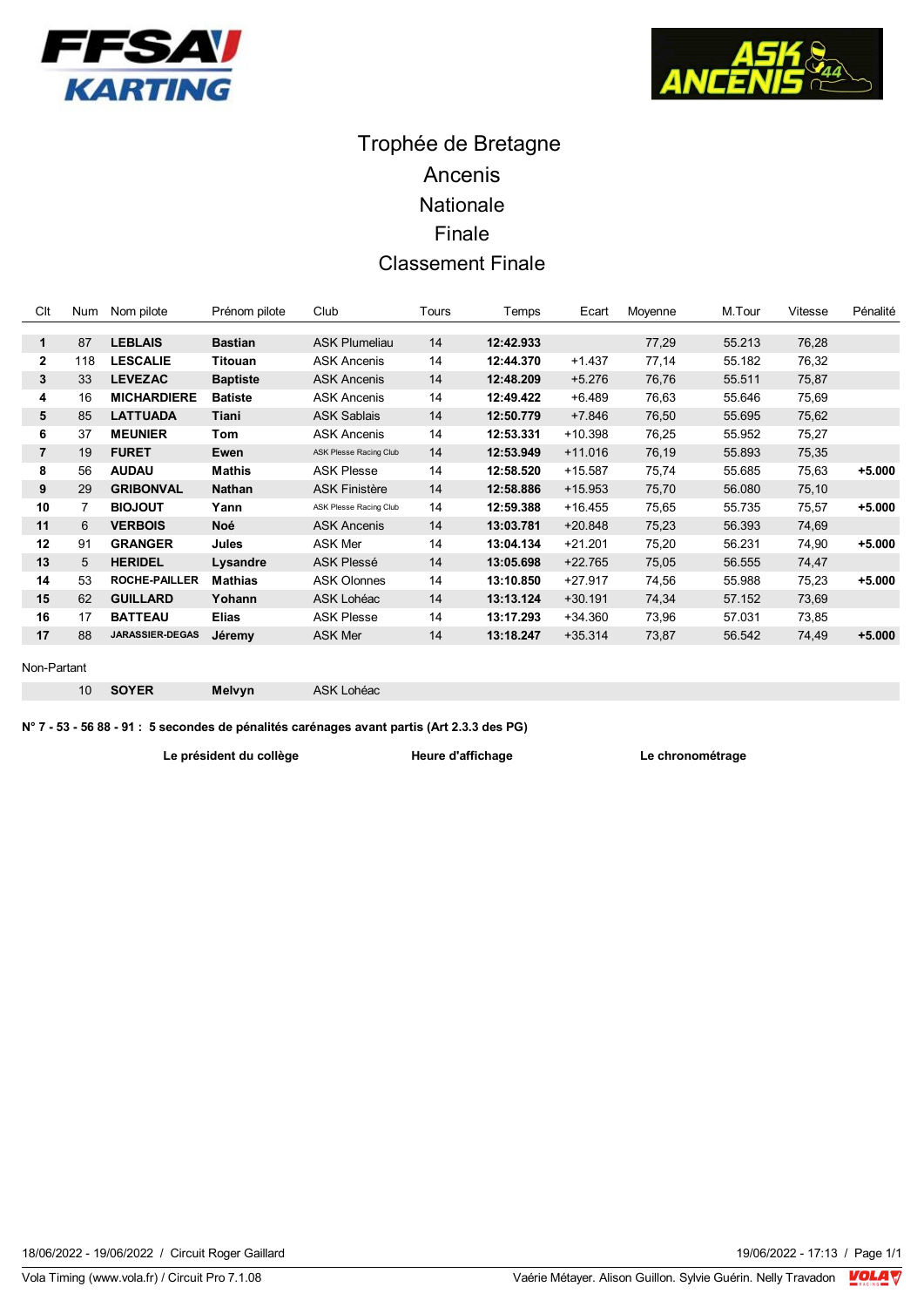# Trophée de Bretagne

## Ancenis

## Nationale

## Finale

## Classement Finale

| Clt | Num | Nom pilote | Prénom pilote | Club | Tours | Temps | Ecart | Moyenne | M.Tour | Vitesse | Pénalité |
|---|---|---|---|---|---|---|---|---|---|---|---|
| **1** | 87 | **LEBLAIS** | **Bastian** | ASK Plumeliau | 14 | **12:42.933** | | 77,29 | 55.213 | 76,28 | |
| **2** | 118 | **LESCALIE** | **Titouan** | ASK Ancenis | 14 | **12:44.370** | +1.437 | 77,14 | 55.182 | 76,32 | |
| **3** | 33 | **LEVEZAC** | **Baptiste** | ASK Ancenis | 14 | **12:48.209** | +5.276 | 76,76 | 55.511 | 75,87 | |
| **4** | 16 | **MICHARDIERE** | **Batiste** | ASK Ancenis | 14 | **12:49.422** | +6.489 | 76,63 | 55.646 | 75,69 | |
| **5** | 85 | **LATTUADA** | **Tiani** | ASK Sablais | 14 | **12:50.779** | +7.846 | 76,50 | 55.695 | 75,62 | |
| **6** | 37 | **MEUNIER** | **Tom** | ASK Ancenis | 14 | **12:53.331** | +10.398 | 76,25 | 55.952 | 75,27 | |
| **7** | 19 | **FURET** | **Ewen** | ASK Plesse Racing Club | 14 | **12:53.949** | +11.016 | 76,19 | 55.893 | 75,35 | |
| **8** | 56 | **AUDAU** | **Mathis** | ASK Plesse | 14 | **12:58.520** | +15.587 | 75,74 | 55.685 | 75,63 | **+5.000** |
| **9** | 29 | **GRIBONVAL** | **Nathan** | ASK Finistère | 14 | **12:58.886** | +15.953 | 75,70 | 56.080 | 75,10 | |
| **10** | 7 | **BIOJOUT** | **Yann** | ASK Plesse Racing Club | 14 | **12:59.388** | +16.455 | 75,65 | 55.735 | 75,57 | **+5.000** |
| **11** | 6 | **VERBOIS** | **Noé** | ASK Ancenis | 14 | **13:03.781** | +20.848 | 75,23 | 56.393 | 74,69 | |
| **12** | 91 | **GRANGER** | **Jules** | ASK Mer | 14 | **13:04.134** | +21.201 | 75,20 | 56.231 | 74,90 | **+5.000** |
| **13** | 5 | **HERIDEL** | **Lysandre** | ASK Plessé | 14 | **13:05.698** | +22.765 | 75,05 | 56.555 | 74,47 | |
| **14** | 53 | **ROCHE-PAILLER** | **Mathias** | ASK Olonnes | 14 | **13:10.850** | +27.917 | 74,56 | 55.988 | 75,23 | **+5.000** |
| **15** | 62 | **GUILLARD** | **Yohann** | ASK Lohéac | 14 | **13:13.124** | +30.191 | 74,34 | 57.152 | 73,69 | |
| **16** | 17 | **BATTEAU** | **Elias** | ASK Plesse | 14 | **13:17.293** | +34.360 | 73,96 | 57.031 | 73,85 | |
| **17** | 88 | **JARASSIER-DEGAS** | **Jéremy** | ASK Mer | 14 | **13:18.247** | +35.314 | 73,87 | 56.542 | 74,49 | **+5.000** |

Non-Partant

| Clt | Num | Nom pilote | Prénom pilote | Club |
|---|---|---|---|---|
| | 10 | **SOYER** | **Melvyn** | ASK Lohéac |

**N° 7 - 53 - 56 88 - 91 : 5 secondes de pénalités carénages avant partis (Art 2.3.3 des PG)**

**Le président du collège** | **Heure d'affichage** | **Le chronométrage**

18/06/2022 - 19/06/2022 / Circuit Roger Gaillard — 19/06/2022 - 17:13

Vola Timing (www.vola.fr) / Circuit Pro 7.1.08 — Vaérie Métayer. Alison Guillon. Sylvie Guérin. Nelly Travadon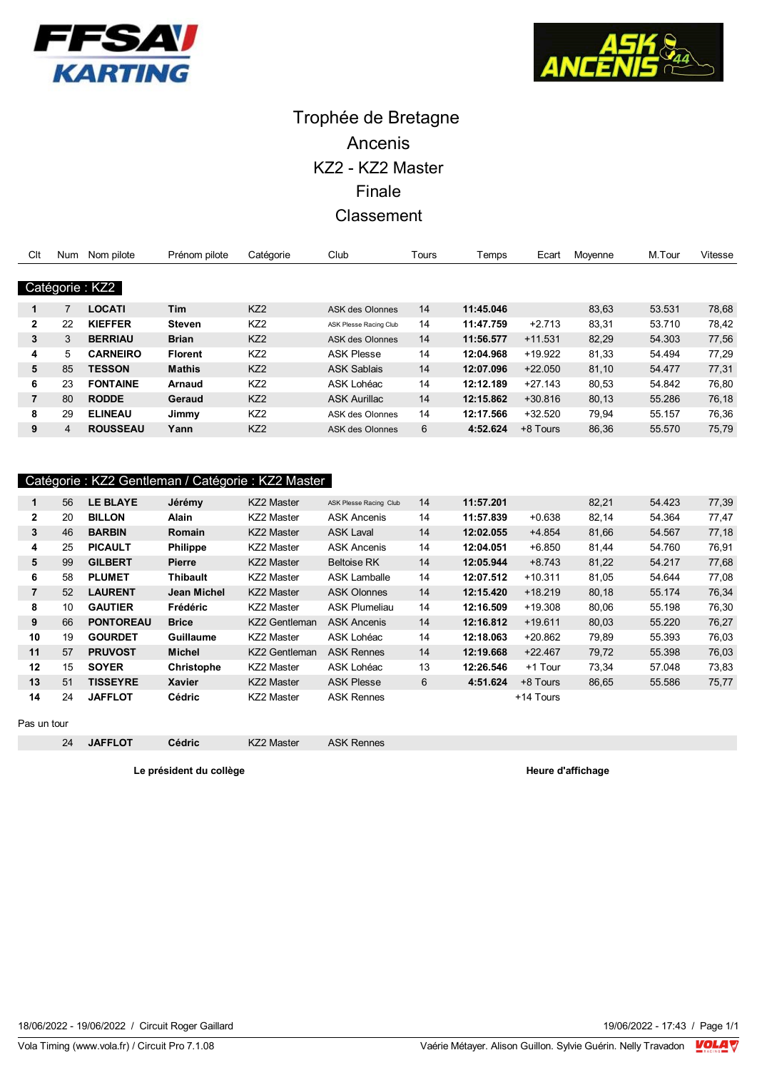# Trophée de Bretagne

## Ancenis

## KZ2 - KZ2 Master

## Finale

## Classement

**Catégorie : KZ2**

| Clt | Num | Nom pilote | Prénom pilote | Catégorie | Club | Tours | Temps | Ecart | Moyenne | M.Tour | Vitesse |
|---|---|---|---|---|---|---|---|---|---|---|---|
| **1** | 7 | **LOCATI** | **Tim** | KZ2 | ASK des Olonnes | 14 | **11:45.046** | | 83,63 | 53.531 | 78,68 |
| **2** | 22 | **KIEFFER** | **Steven** | KZ2 | ASK Plesse Racing Club | 14 | **11:47.759** | +2.713 | 83,31 | 53.710 | 78,42 |
| **3** | 3 | **BERRIAU** | **Brian** | KZ2 | ASK des Olonnes | 14 | **11:56.577** | +11.531 | 82,29 | 54.303 | 77,56 |
| **4** | 5 | **CARNEIRO** | **Florent** | KZ2 | ASK Plesse | 14 | **12:04.968** | +19.922 | 81,33 | 54.494 | 77,29 |
| **5** | 85 | **TESSON** | **Mathis** | KZ2 | ASK Sablais | 14 | **12:07.096** | +22.050 | 81,10 | 54.477 | 77,31 |
| **6** | 23 | **FONTAINE** | **Arnaud** | KZ2 | ASK Lohéac | 14 | **12:12.189** | +27.143 | 80,53 | 54.842 | 76,80 |
| **7** | 80 | **RODDE** | **Geraud** | KZ2 | ASK Aurillac | 14 | **12:15.862** | +30.816 | 80,13 | 55.286 | 76,18 |
| **8** | 29 | **ELINEAU** | **Jimmy** | KZ2 | ASK des Olonnes | 14 | **12:17.566** | +32.520 | 79,94 | 55.157 | 76,36 |
| **9** | 4 | **ROUSSEAU** | **Yann** | KZ2 | ASK des Olonnes | 6 | **4:52.624** | +8 Tours | 86,36 | 55.570 | 75,79 |

**Catégorie : KZ2 Gentleman / Catégorie : KZ2 Master**

| Clt | Num | Nom pilote | Prénom pilote | Catégorie | Club | Tours | Temps | Ecart | Moyenne | M.Tour | Vitesse |
|---|---|---|---|---|---|---|---|---|---|---|---|
| **1** | 56 | **LE BLAYE** | **Jérémy** | KZ2 Master | ASK Plesse Racing Club | 14 | **11:57.201** | | 82,21 | 54.423 | 77,39 |
| **2** | 20 | **BILLON** | **Alain** | KZ2 Master | ASK Ancenis | 14 | **11:57.839** | +0.638 | 82,14 | 54.364 | 77,47 |
| **3** | 46 | **BARBIN** | **Romain** | KZ2 Master | ASK Laval | 14 | **12:02.055** | +4.854 | 81,66 | 54.567 | 77,18 |
| **4** | 25 | **PICAULT** | **Philippe** | KZ2 Master | ASK Ancenis | 14 | **12:04.051** | +6.850 | 81,44 | 54.760 | 76,91 |
| **5** | 99 | **GILBERT** | **Pierre** | KZ2 Master | Beltoise RK | 14 | **12:05.944** | +8.743 | 81,22 | 54.217 | 77,68 |
| **6** | 58 | **PLUMET** | **Thibault** | KZ2 Master | ASK Lamballe | 14 | **12:07.512** | +10.311 | 81,05 | 54.644 | 77,08 |
| **7** | 52 | **LAURENT** | **Jean Michel** | KZ2 Master | ASK Olonnes | 14 | **12:15.420** | +18.219 | 80,18 | 55.174 | 76,34 |
| **8** | 10 | **GAUTIER** | **Frédéric** | KZ2 Master | ASK Plumeliau | 14 | **12:16.509** | +19.308 | 80,06 | 55.198 | 76,30 |
| **9** | 66 | **PONTOREAU** | **Brice** | KZ2 Gentleman | ASK Ancenis | 14 | **12:16.812** | +19.611 | 80,03 | 55.220 | 76,27 |
| **10** | 19 | **GOURDET** | **Guillaume** | KZ2 Master | ASK Lohéac | 14 | **12:18.063** | +20.862 | 79,89 | 55.393 | 76,03 |
| **11** | 57 | **PRUVOST** | **Michel** | KZ2 Gentleman | ASK Rennes | 14 | **12:19.668** | +22.467 | 79,72 | 55.398 | 76,03 |
| **12** | 15 | **SOYER** | **Christophe** | KZ2 Master | ASK Lohéac | 13 | **12:26.546** | +1 Tour | 73,34 | 57.048 | 73,83 |
| **13** | 51 | **TISSEYRE** | **Xavier** | KZ2 Master | ASK Plesse | 6 | **4:51.624** | +8 Tours | 86,65 | 55.586 | 75,77 |
| **14** | 24 | **JAFFLOT** | **Cédric** | KZ2 Master | ASK Rennes | | | +14 Tours | | | |

Pas un tour

| Num | Nom pilote | Prénom pilote | Catégorie | Club |
|---|---|---|---|---|
| 24 | **JAFFLOT** | **Cédric** | KZ2 Master | ASK Rennes |

**Le président du collège** **Heure d'affichage**

18/06/2022 - 19/06/2022 / Circuit Roger Gaillard 19/06/2022 - 17:43

Vola Timing (www.vola.fr) / Circuit Pro 7.1.08 Vaérie Métayer. Alison Guillon. Sylvie Guérin. Nelly Travadon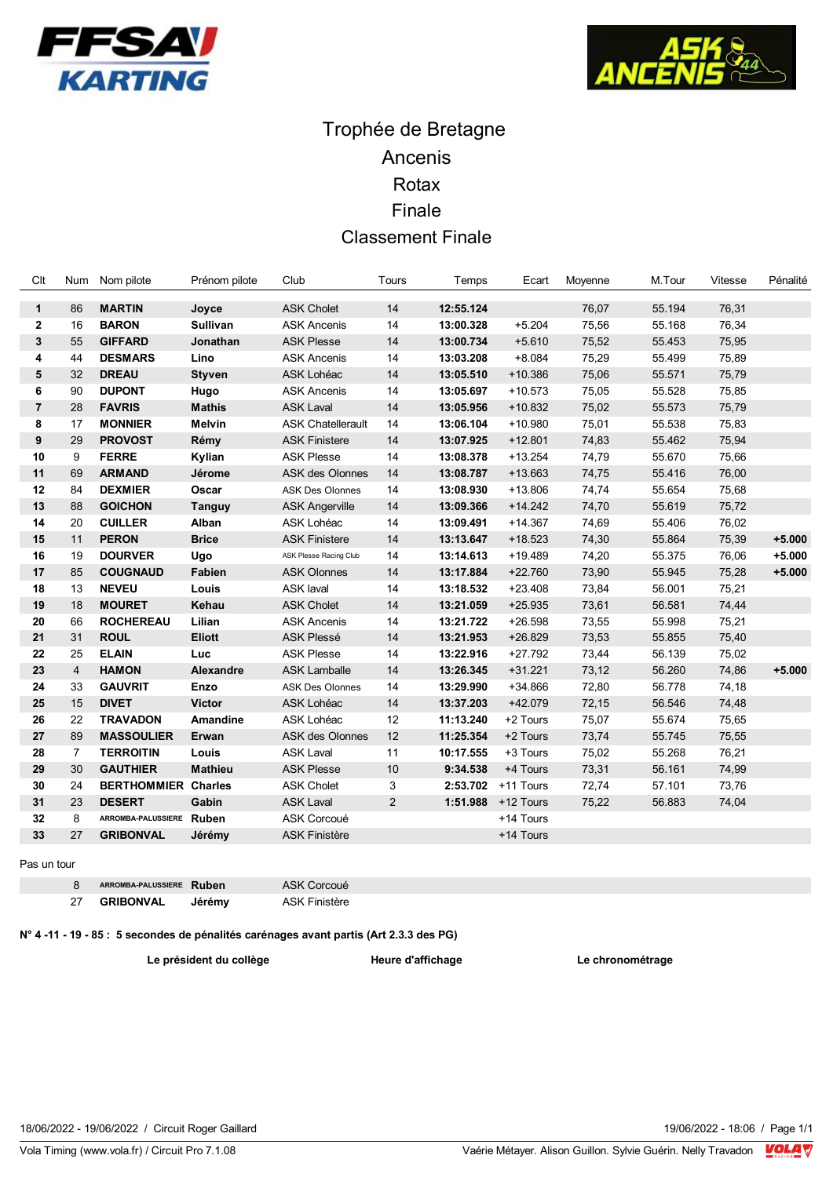# Trophée de Bretagne

## Ancenis

## Rotax

## Finale

## Classement Finale

| Clt | Num | Nom pilote | Prénom pilote | Club | Tours | Temps | Ecart | Moyenne | M.Tour | Vitesse | Pénalité |
|---|---|---|---|---|---|---|---|---|---|---|---|
| **1** | 86 | **MARTIN** | **Joyce** | ASK Cholet | 14 | **12:55.124** | | 76,07 | 55.194 | 76,31 | |
| **2** | 16 | **BARON** | **Sullivan** | ASK Ancenis | 14 | **13:00.328** | +5.204 | 75,56 | 55.168 | 76,34 | |
| **3** | 55 | **GIFFARD** | **Jonathan** | ASK Plesse | 14 | **13:00.734** | +5.610 | 75,52 | 55.453 | 75,95 | |
| **4** | 44 | **DESMARS** | **Lino** | ASK Ancenis | 14 | **13:03.208** | +8.084 | 75,29 | 55.499 | 75,89 | |
| **5** | 32 | **DREAU** | **Styven** | ASK Lohéac | 14 | **13:05.510** | +10.386 | 75,06 | 55.571 | 75,79 | |
| **6** | 90 | **DUPONT** | **Hugo** | ASK Ancenis | 14 | **13:05.697** | +10.573 | 75,05 | 55.528 | 75,85 | |
| **7** | 28 | **FAVRIS** | **Mathis** | ASK Laval | 14 | **13:05.956** | +10.832 | 75,02 | 55.573 | 75,79 | |
| **8** | 17 | **MONNIER** | **Melvin** | ASK Chatellerault | 14 | **13:06.104** | +10.980 | 75,01 | 55.538 | 75,83 | |
| **9** | 29 | **PROVOST** | **Rémy** | ASK Finistere | 14 | **13:07.925** | +12.801 | 74,83 | 55.462 | 75,94 | |
| **10** | 9 | **FERRE** | **Kylian** | ASK Plesse | 14 | **13:08.378** | +13.254 | 74,79 | 55.670 | 75,66 | |
| **11** | 69 | **ARMAND** | **Jérome** | ASK des Olonnes | 14 | **13:08.787** | +13.663 | 74,75 | 55.416 | 76,00 | |
| **12** | 84 | **DEXMIER** | **Oscar** | ASK Des Olonnes | 14 | **13:08.930** | +13.806 | 74,74 | 55.654 | 75,68 | |
| **13** | 88 | **GOICHON** | **Tanguy** | ASK Angerville | 14 | **13:09.366** | +14.242 | 74,70 | 55.619 | 75,72 | |
| **14** | 20 | **CUILLER** | **Alban** | ASK Lohéac | 14 | **13:09.491** | +14.367 | 74,69 | 55.406 | 76,02 | |
| **15** | 11 | **PERON** | **Brice** | ASK Finistere | 14 | **13:13.647** | +18.523 | 74,30 | 55.864 | 75,39 | **+5.000** |
| **16** | 19 | **DOURVER** | **Ugo** | ASK Plesse Racing Club | 14 | **13:14.613** | +19.489 | 74,20 | 55.375 | 76,06 | **+5.000** |
| **17** | 85 | **COUGNAUD** | **Fabien** | ASK Olonnes | 14 | **13:17.884** | +22.760 | 73,90 | 55.945 | 75,28 | **+5.000** |
| **18** | 13 | **NEVEU** | **Louis** | ASK laval | 14 | **13:18.532** | +23.408 | 73,84 | 56.001 | 75,21 | |
| **19** | 18 | **MOURET** | **Kehau** | ASK Cholet | 14 | **13:21.059** | +25.935 | 73,61 | 56.581 | 74,44 | |
| **20** | 66 | **ROCHEREAU** | **Lilian** | ASK Ancenis | 14 | **13:21.722** | +26.598 | 73,55 | 55.998 | 75,21 | |
| **21** | 31 | **ROUL** | **Eliott** | ASK Plessé | 14 | **13:21.953** | +26.829 | 73,53 | 55.855 | 75,40 | |
| **22** | 25 | **ELAIN** | **Luc** | ASK Plesse | 14 | **13:22.916** | +27.792 | 73,44 | 56.139 | 75,02 | |
| **23** | 4 | **HAMON** | **Alexandre** | ASK Lamballe | 14 | **13:26.345** | +31.221 | 73,12 | 56.260 | 74,86 | **+5.000** |
| **24** | 33 | **GAUVRIT** | **Enzo** | ASK Des Olonnes | 14 | **13:29.990** | +34.866 | 72,80 | 56.778 | 74,18 | |
| **25** | 15 | **DIVET** | **Victor** | ASK Lohéac | 14 | **13:37.203** | +42.079 | 72,15 | 56.546 | 74,48 | |
| **26** | 22 | **TRAVADON** | **Amandine** | ASK Lohéac | 12 | **11:13.240** | +2 Tours | 75,07 | 55.674 | 75,65 | |
| **27** | 89 | **MASSOULIER** | **Erwan** | ASK des Olonnes | 12 | **11:25.354** | +2 Tours | 73,74 | 55.745 | 75,55 | |
| **28** | 7 | **TERROITIN** | **Louis** | ASK Laval | 11 | **10:17.555** | +3 Tours | 75,02 | 55.268 | 76,21 | |
| **29** | 30 | **GAUTHIER** | **Mathieu** | ASK Plesse | 10 | **9:34.538** | +4 Tours | 73,31 | 56.161 | 74,99 | |
| **30** | 24 | **BERTHOMMIER** | **Charles** | ASK Cholet | 3 | **2:53.702** | +11 Tours | 72,74 | 57.101 | 73,76 | |
| **31** | 23 | **DESERT** | **Gabin** | ASK Laval | 2 | **1:51.988** | +12 Tours | 75,22 | 56.883 | 74,04 | |
| **32** | 8 | **ARROMBA-PALUSSIERE** | **Ruben** | ASK Corcoué | | | +14 Tours | | | | |
| **33** | 27 | **GRIBONVAL** | **Jérémy** | ASK Finistère | | | +14 Tours | | | | |

Pas un tour

| Num | Nom pilote | Prénom pilote | Club |
|---|---|---|---|
| 8 | **ARROMBA-PALUSSIERE** | **Ruben** | ASK Corcoué |
| 27 | **GRIBONVAL** | **Jérémy** | ASK Finistère |

**N° 4 -11 - 19 - 85 : 5 secondes de pénalités carénages avant partis (Art 2.3.3 des PG)**

**Le président du collège** **Heure d'affichage** **Le chronométrage**

18/06/2022 - 19/06/2022 / Circuit Roger Gaillard 19/06/2022 - 18:06

Vola Timing (www.vola.fr) / Circuit Pro 7.1.08 Vaérie Métayer. Alison Guillon. Sylvie Guérin. Nelly Travadon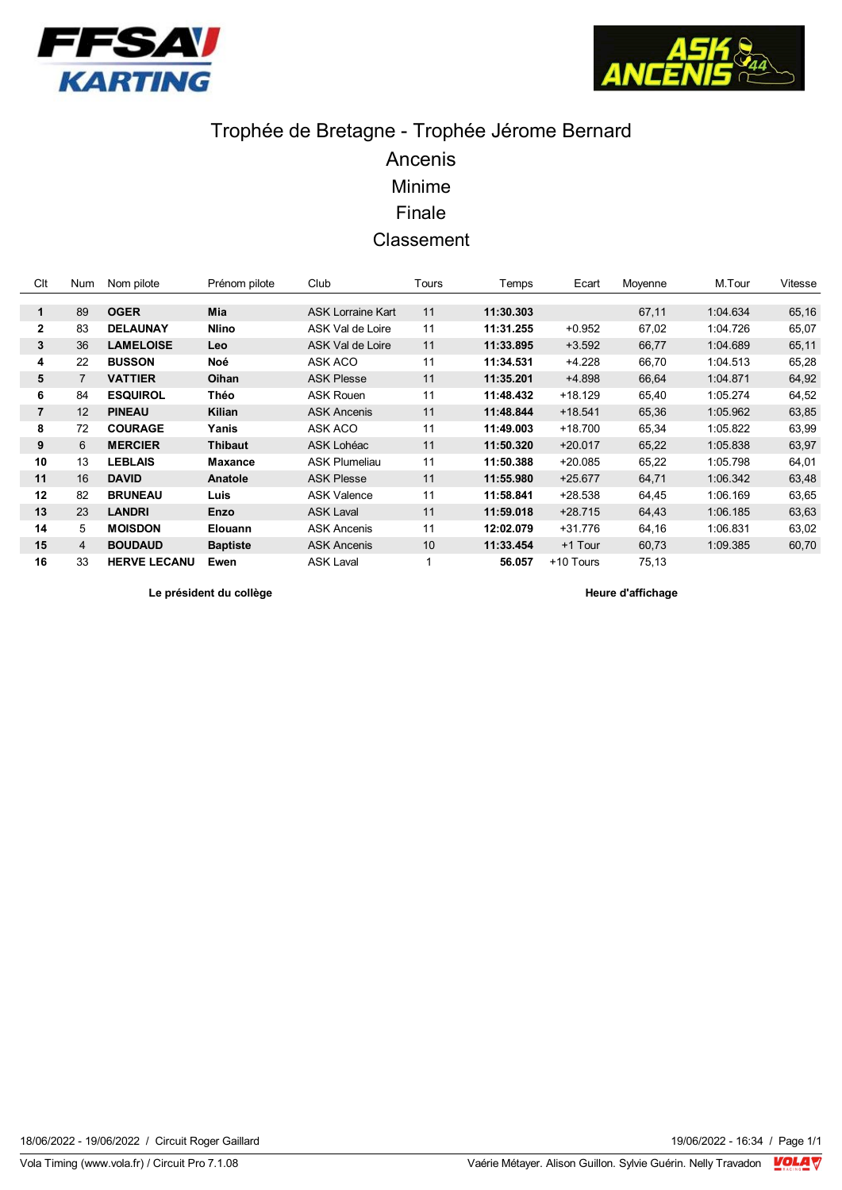# Trophée de Bretagne - Trophée Jérome Bernard

## Ancenis

## Minime

## Finale

## Classement

| Clt | Num | Nom pilote | Prénom pilote | Club | Tours | Temps | Ecart | Moyenne | M.Tour | Vitesse |
|---|---|---|---|---|---|---|---|---|---|---|
| **1** | 89 | **OGER** | **Mia** | ASK Lorraine Kart | 11 | **11:30.303** | | 67,11 | 1:04.634 | 65,16 |
| **2** | 83 | **DELAUNAY** | **Nlino** | ASK Val de Loire | 11 | **11:31.255** | +0.952 | 67,02 | 1:04.726 | 65,07 |
| **3** | 36 | **LAMELOISE** | **Leo** | ASK Val de Loire | 11 | **11:33.895** | +3.592 | 66,77 | 1:04.689 | 65,11 |
| **4** | 22 | **BUSSON** | **Noé** | ASK ACO | 11 | **11:34.531** | +4.228 | 66,70 | 1:04.513 | 65,28 |
| **5** | 7 | **VATTIER** | **Oihan** | ASK Plesse | 11 | **11:35.201** | +4.898 | 66,64 | 1:04.871 | 64,92 |
| **6** | 84 | **ESQUIROL** | **Théo** | ASK Rouen | 11 | **11:48.432** | +18.129 | 65,40 | 1:05.274 | 64,52 |
| **7** | 12 | **PINEAU** | **Kilian** | ASK Ancenis | 11 | **11:48.844** | +18.541 | 65,36 | 1:05.962 | 63,85 |
| **8** | 72 | **COURAGE** | **Yanis** | ASK ACO | 11 | **11:49.003** | +18.700 | 65,34 | 1:05.822 | 63,99 |
| **9** | 6 | **MERCIER** | **Thibaut** | ASK Lohéac | 11 | **11:50.320** | +20.017 | 65,22 | 1:05.838 | 63,97 |
| **10** | 13 | **LEBLAIS** | **Maxance** | ASK Plumeliau | 11 | **11:50.388** | +20.085 | 65,22 | 1:05.798 | 64,01 |
| **11** | 16 | **DAVID** | **Anatole** | ASK Plesse | 11 | **11:55.980** | +25.677 | 64,71 | 1:06.342 | 63,48 |
| **12** | 82 | **BRUNEAU** | **Luis** | ASK Valence | 11 | **11:58.841** | +28.538 | 64,45 | 1:06.169 | 63,65 |
| **13** | 23 | **LANDRI** | **Enzo** | ASK Laval | 11 | **11:59.018** | +28.715 | 64,43 | 1:06.185 | 63,63 |
| **14** | 5 | **MOISDON** | **Elouann** | ASK Ancenis | 11 | **12:02.079** | +31.776 | 64,16 | 1:06.831 | 63,02 |
| **15** | 4 | **BOUDAUD** | **Baptiste** | ASK Ancenis | 10 | **11:33.454** | +1 Tour | 60,73 | 1:09.385 | 60,70 |
| **16** | 33 | **HERVE LECANU** | **Ewen** | ASK Laval | 1 | **56.057** | +10 Tours | 75,13 | | |

**Le président du collège** **Heure d'affichage**

18/06/2022 - 19/06/2022 / Circuit Roger Gaillard — 19/06/2022 - 16:34

Vola Timing (www.vola.fr) / Circuit Pro 7.1.08 — Vaérie Métayer. Alison Guillon. Sylvie Guérin. Nelly Travadon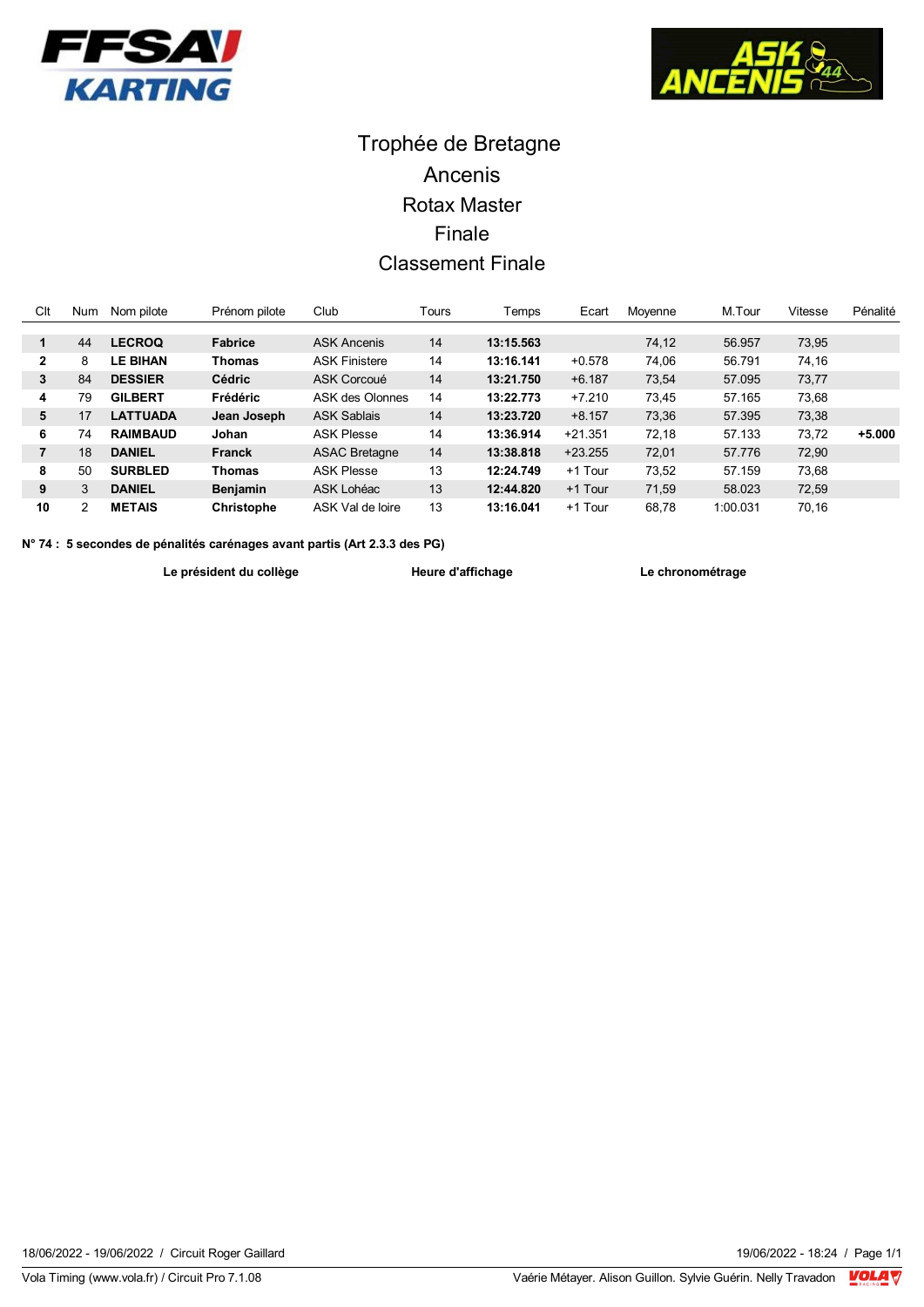# Trophée de Bretagne

## Ancenis

## Rotax Master

## Finale

## Classement Finale

| Clt | Num | Nom pilote | Prénom pilote | Club | Tours | Temps | Ecart | Moyenne | M.Tour | Vitesse | Pénalité |
|---|---|---|---|---|---|---|---|---|---|---|---|
| **1** | 44 | **LECROQ** | **Fabrice** | ASK Ancenis | 14 | **13:15.563** | | 74,12 | 56.957 | 73,95 | |
| **2** | 8 | **LE BIHAN** | **Thomas** | ASK Finistere | 14 | **13:16.141** | +0.578 | 74,06 | 56.791 | 74,16 | |
| **3** | 84 | **DESSIER** | **Cédric** | ASK Corcoué | 14 | **13:21.750** | +6.187 | 73,54 | 57.095 | 73,77 | |
| **4** | 79 | **GILBERT** | **Frédéric** | ASK des Olonnes | 14 | **13:22.773** | +7.210 | 73,45 | 57.165 | 73,68 | |
| **5** | 17 | **LATTUADA** | **Jean Joseph** | ASK Sablais | 14 | **13:23.720** | +8.157 | 73,36 | 57.395 | 73,38 | |
| **6** | 74 | **RAIMBAUD** | **Johan** | ASK Plesse | 14 | **13:36.914** | +21.351 | 72,18 | 57.133 | 73,72 | **+5.000** |
| **7** | 18 | **DANIEL** | **Franck** | ASAC Bretagne | 14 | **13:38.818** | +23.255 | 72,01 | 57.776 | 72,90 | |
| **8** | 50 | **SURBLED** | **Thomas** | ASK Plesse | 13 | **12:24.749** | +1 Tour | 73,52 | 57.159 | 73,68 | |
| **9** | 3 | **DANIEL** | **Benjamin** | ASK Lohéac | 13 | **12:44.820** | +1 Tour | 71,59 | 58.023 | 72,59 | |
| **10** | 2 | **METAIS** | **Christophe** | ASK Val de loire | 13 | **13:16.041** | +1 Tour | 68,78 | 1:00.031 | 70,16 | |

**N° 74 : 5 secondes de pénalités carénages avant partis (Art 2.3.3 des PG)**

**Le président du collège** **Heure d'affichage** **Le chronométrage**

18/06/2022 - 19/06/2022 / Circuit Roger Gaillard

19/06/2022 - 18:24

Vola Timing (www.vola.fr) / Circuit Pro 7.1.08

Vaérie Métayer. Alison Guillon. Sylvie Guérin. Nelly Travadon